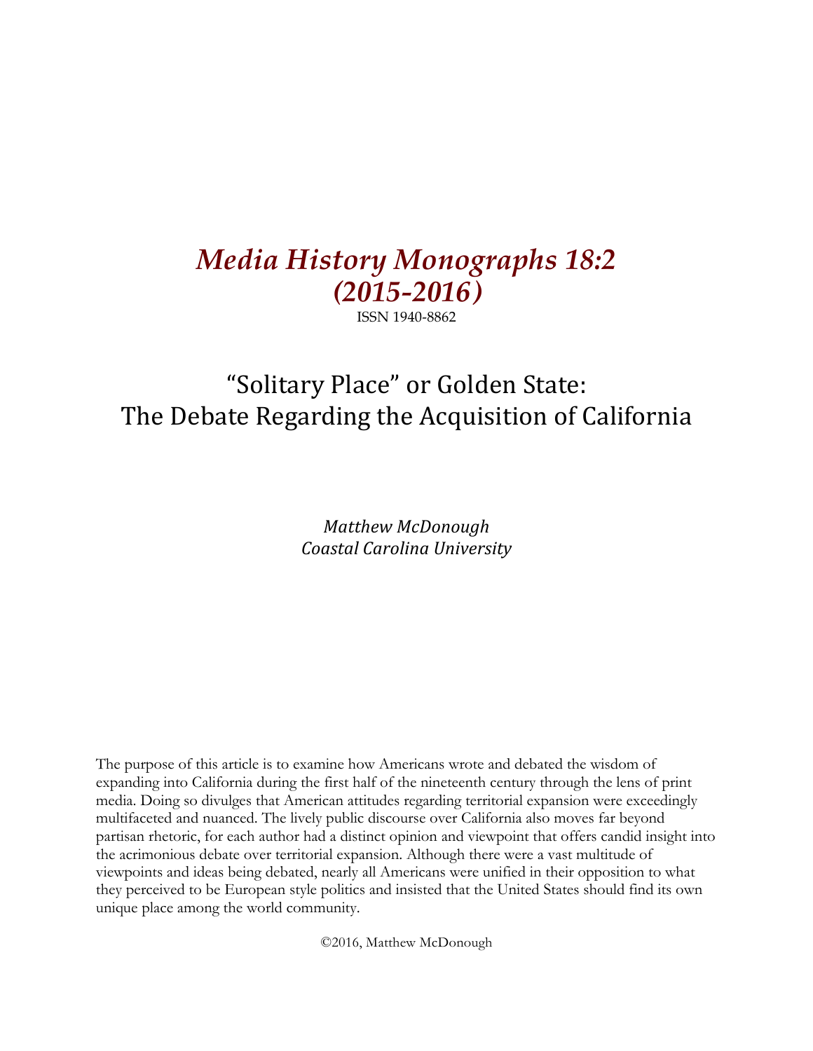# *Media History Monographs 18:2 (2015-2016)*

ISSN 1940-8862

## "Solitary Place" or Golden State: The Debate Regarding the Acquisition of California

*Matthew McDonough*
*Coastal Carolina University*

The purpose of this article is to examine how Americans wrote and debated the wisdom of expanding into California during the first half of the nineteenth century through the lens of print media. Doing so divulges that American attitudes regarding territorial expansion were exceedingly multifaceted and nuanced. The lively public discourse over California also moves far beyond partisan rhetoric, for each author had a distinct opinion and viewpoint that offers candid insight into the acrimonious debate over territorial expansion. Although there were a vast multitude of viewpoints and ideas being debated, nearly all Americans were unified in their opposition to what they perceived to be European style politics and insisted that the United States should find its own unique place among the world community.

©2016, Matthew McDonough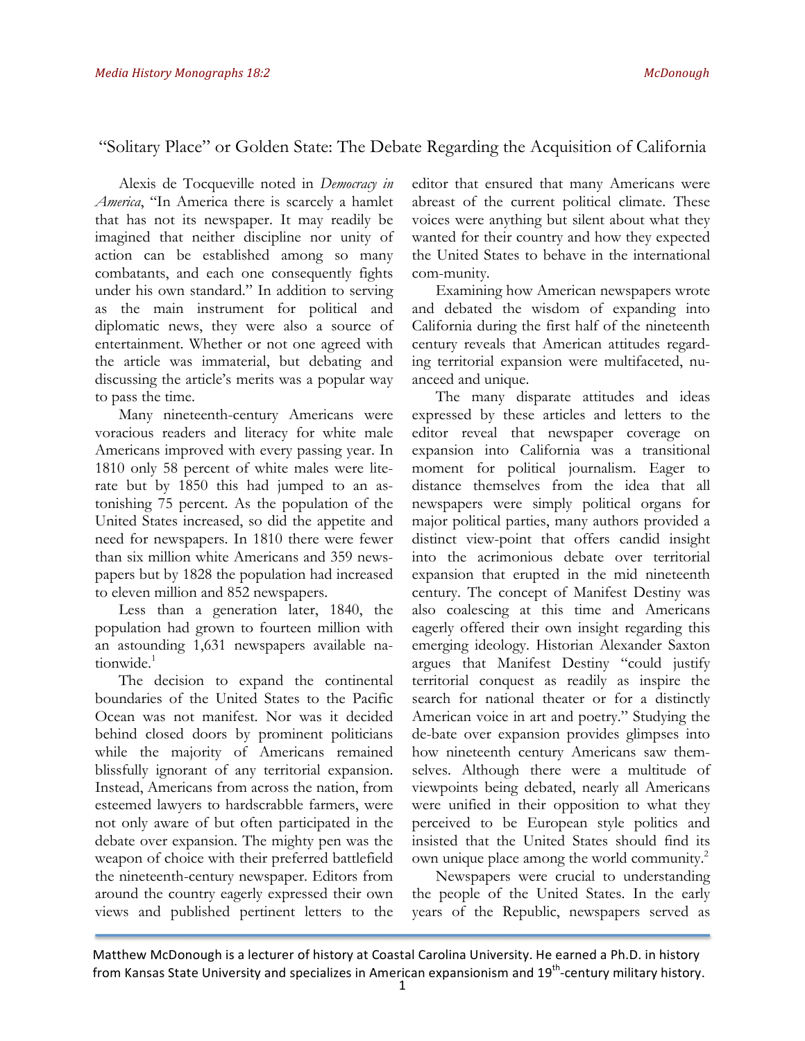# "Solitary Place" or Golden State: The Debate Regarding the Acquisition of California

Alexis de Tocqueville noted in *Democracy in America*, "In America there is scarcely a hamlet that has not its newspaper. It may readily be imagined that neither discipline nor unity of action can be established among so many combatants, and each one consequently fights under his own standard." In addition to serving as the main instrument for political and diplomatic news, they were also a source of entertainment. Whether or not one agreed with the article was immaterial, but debating and discussing the article's merits was a popular way to pass the time.

Many nineteenth-century Americans were voracious readers and literacy for white male Americans improved with every passing year. In 1810 only 58 percent of white males were literate but by 1850 this had jumped to an astonishing 75 percent. As the population of the United States increased, so did the appetite and need for newspapers. In 1810 there were fewer than six million white Americans and 359 newspapers but by 1828 the population had increased to eleven million and 852 newspapers.

Less than a generation later, 1840, the population had grown to fourteen million with an astounding 1,631 newspapers available nationwide.[1]

The decision to expand the continental boundaries of the United States to the Pacific Ocean was not manifest. Nor was it decided behind closed doors by prominent politicians while the majority of Americans remained blissfully ignorant of any territorial expansion. Instead, Americans from across the nation, from esteemed lawyers to hardscrabble farmers, were not only aware of but often participated in the debate over expansion. The mighty pen was the weapon of choice with their preferred battlefield the nineteenth-century newspaper. Editors from around the country eagerly expressed their own views and published pertinent letters to the editor that ensured that many Americans were abreast of the current political climate. These voices were anything but silent about what they wanted for their country and how they expected the United States to behave in the international com-munity.

Examining how American newspapers wrote and debated the wisdom of expanding into California during the first half of the nineteenth century reveals that American attitudes regarding territorial expansion were multifaceted, nuanced and unique.

The many disparate attitudes and ideas expressed by these articles and letters to the editor reveal that newspaper coverage on expansion into California was a transitional moment for political journalism. Eager to distance themselves from the idea that all newspapers were simply political organs for major political parties, many authors provided a distinct view-point that offers candid insight into the acrimonious debate over territorial expansion that erupted in the mid nineteenth century. The concept of Manifest Destiny was also coalescing at this time and Americans eagerly offered their own insight regarding this emerging ideology. Historian Alexander Saxton argues that Manifest Destiny "could justify territorial conquest as readily as inspire the search for national theater or for a distinctly American voice in art and poetry." Studying the de-bate over expansion provides glimpses into how nineteenth century Americans saw themselves. Although there were a multitude of viewpoints being debated, nearly all Americans were unified in their opposition to what they perceived to be European style politics and insisted that the United States should find its own unique place among the world community.[2]

Newspapers were crucial to understanding the people of the United States. In the early years of the Republic, newspapers served as

Matthew McDonough is a lecturer of history at Coastal Carolina University. He earned a Ph.D. in history from Kansas State University and specializes in American expansionism and 19th-century military history.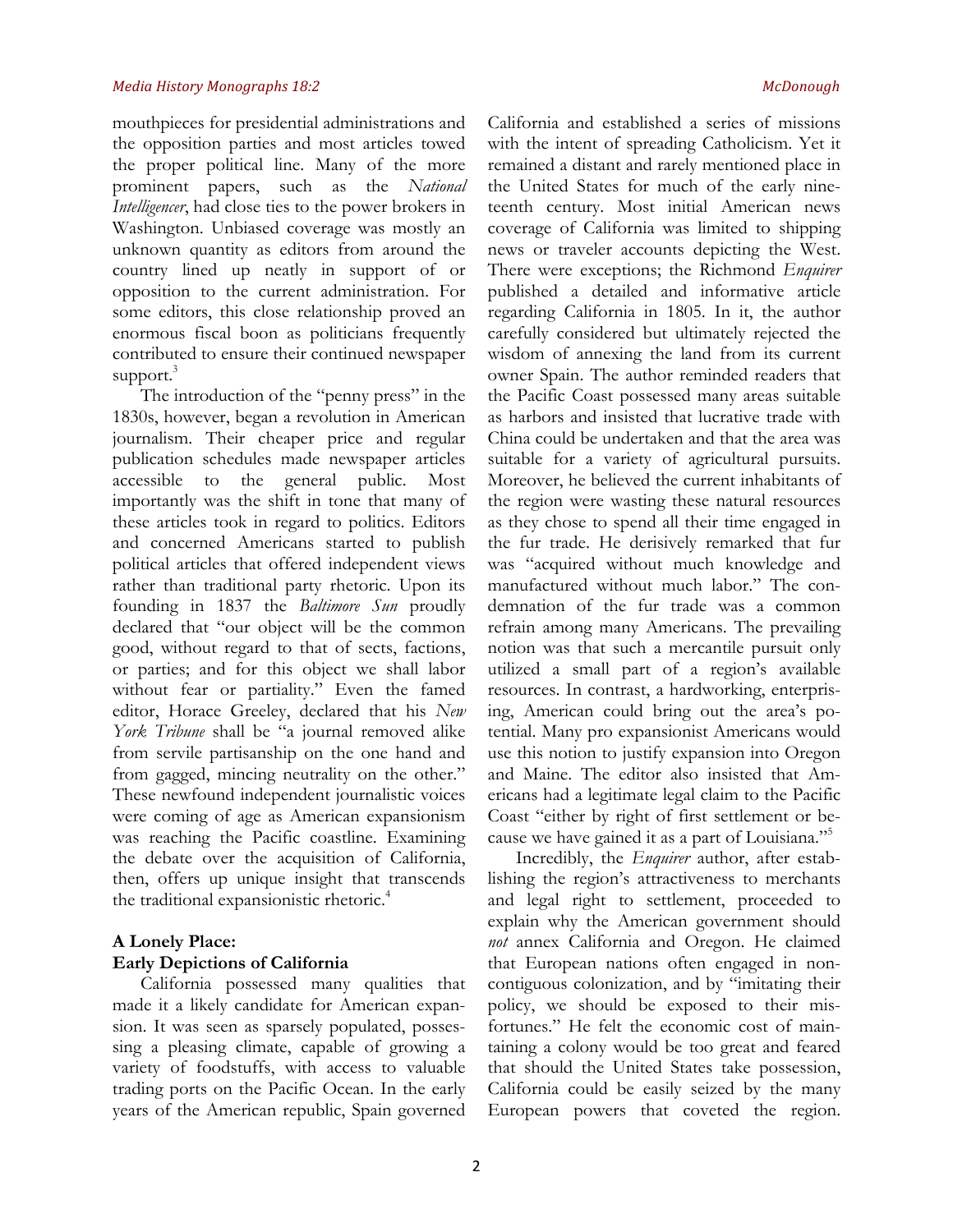mouthpieces for presidential administrations and the opposition parties and most articles towed the proper political line. Many of the more prominent papers, such as the *National Intelligencer*, had close ties to the power brokers in Washington. Unbiased coverage was mostly an unknown quantity as editors from around the country lined up neatly in support of or opposition to the current administration. For some editors, this close relationship proved an enormous fiscal boon as politicians frequently contributed to ensure their continued newspaper support.[3]

The introduction of the "penny press" in the 1830s, however, began a revolution in American journalism. Their cheaper price and regular publication schedules made newspaper articles accessible to the general public. Most importantly was the shift in tone that many of these articles took in regard to politics. Editors and concerned Americans started to publish political articles that offered independent views rather than traditional party rhetoric. Upon its founding in 1837 the *Baltimore Sun* proudly declared that "our object will be the common good, without regard to that of sects, factions, or parties; and for this object we shall labor without fear or partiality." Even the famed editor, Horace Greeley, declared that his *New York Tribune* shall be "a journal removed alike from servile partisanship on the one hand and from gagged, mincing neutrality on the other." These newfound independent journalistic voices were coming of age as American expansionism was reaching the Pacific coastline. Examining the debate over the acquisition of California, then, offers up unique insight that transcends the traditional expansionistic rhetoric.[4]

## A Lonely Place: Early Depictions of California

California possessed many qualities that made it a likely candidate for American expansion. It was seen as sparsely populated, possessing a pleasing climate, capable of growing a variety of foodstuffs, with access to valuable trading ports on the Pacific Ocean. In the early years of the American republic, Spain governed California and established a series of missions with the intent of spreading Catholicism. Yet it remained a distant and rarely mentioned place in the United States for much of the early nineteenth century. Most initial American news coverage of California was limited to shipping news or traveler accounts depicting the West. There were exceptions; the Richmond *Enquirer* published a detailed and informative article regarding California in 1805. In it, the author carefully considered but ultimately rejected the wisdom of annexing the land from its current owner Spain. The author reminded readers that the Pacific Coast possessed many areas suitable as harbors and insisted that lucrative trade with China could be undertaken and that the area was suitable for a variety of agricultural pursuits. Moreover, he believed the current inhabitants of the region were wasting these natural resources as they chose to spend all their time engaged in the fur trade. He derisively remarked that fur was "acquired without much knowledge and manufactured without much labor." The condemnation of the fur trade was a common refrain among many Americans. The prevailing notion was that such a mercantile pursuit only utilized a small part of a region's available resources. In contrast, a hardworking, enterprising, American could bring out the area's potential. Many pro expansionist Americans would use this notion to justify expansion into Oregon and Maine. The editor also insisted that Americans had a legitimate legal claim to the Pacific Coast "either by right of first settlement or because we have gained it as a part of Louisiana."[5]

Incredibly, the *Enquirer* author, after establishing the region's attractiveness to merchants and legal right to settlement, proceeded to explain why the American government should *not* annex California and Oregon. He claimed that European nations often engaged in noncontiguous colonization, and by "imitating their policy, we should be exposed to their misfortunes." He felt the economic cost of maintaining a colony would be too great and feared that should the United States take possession, California could be easily seized by the many European powers that coveted the region.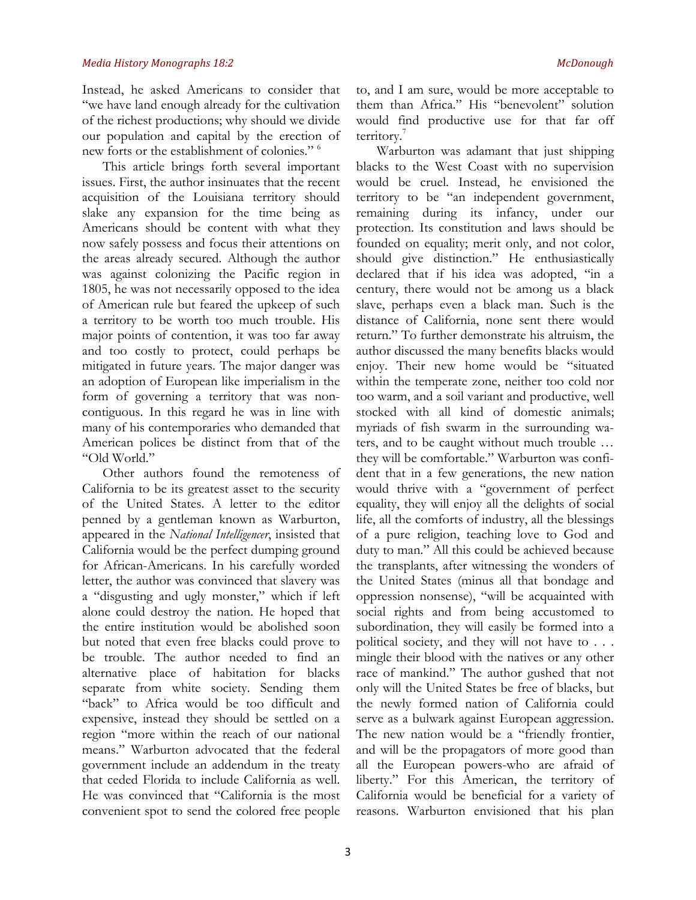Instead, he asked Americans to consider that "we have land enough already for the cultivation of the richest productions; why should we divide our population and capital by the erection of new forts or the establishment of colonies." [6]

This article brings forth several important issues. First, the author insinuates that the recent acquisition of the Louisiana territory should slake any expansion for the time being as Americans should be content with what they now safely possess and focus their attentions on the areas already secured. Although the author was against colonizing the Pacific region in 1805, he was not necessarily opposed to the idea of American rule but feared the upkeep of such a territory to be worth too much trouble. His major points of contention, it was too far away and too costly to protect, could perhaps be mitigated in future years. The major danger was an adoption of European like imperialism in the form of governing a territory that was non-contiguous. In this regard he was in line with many of his contemporaries who demanded that American polices be distinct from that of the "Old World."

Other authors found the remoteness of California to be its greatest asset to the security of the United States. A letter to the editor penned by a gentleman known as Warburton, appeared in the *National Intelligencer*, insisted that California would be the perfect dumping ground for African-Americans. In his carefully worded letter, the author was convinced that slavery was a "disgusting and ugly monster," which if left alone could destroy the nation. He hoped that the entire institution would be abolished soon but noted that even free blacks could prove to be trouble. The author needed to find an alternative place of habitation for blacks separate from white society. Sending them "back" to Africa would be too difficult and expensive, instead they should be settled on a region "more within the reach of our national means." Warburton advocated that the federal government include an addendum in the treaty that ceded Florida to include California as well. He was convinced that "California is the most convenient spot to send the colored free people to, and I am sure, would be more acceptable to them than Africa." His "benevolent" solution would find productive use for that far off territory.[7]

Warburton was adamant that just shipping blacks to the West Coast with no supervision would be cruel. Instead, he envisioned the territory to be "an independent government, remaining during its infancy, under our protection. Its constitution and laws should be founded on equality; merit only, and not color, should give distinction." He enthusiastically declared that if his idea was adopted, "in a century, there would not be among us a black slave, perhaps even a black man. Such is the distance of California, none sent there would return." To further demonstrate his altruism, the author discussed the many benefits blacks would enjoy. Their new home would be "situated within the temperate zone, neither too cold nor too warm, and a soil variant and productive, well stocked with all kind of domestic animals; myriads of fish swarm in the surrounding waters, and to be caught without much trouble … they will be comfortable." Warburton was confident that in a few generations, the new nation would thrive with a "government of perfect equality, they will enjoy all the delights of social life, all the comforts of industry, all the blessings of a pure religion, teaching love to God and duty to man." All this could be achieved because the transplants, after witnessing the wonders of the United States (minus all that bondage and oppression nonsense), "will be acquainted with social rights and from being accustomed to subordination, they will easily be formed into a political society, and they will not have to . . . mingle their blood with the natives or any other race of mankind." The author gushed that not only will the United States be free of blacks, but the newly formed nation of California could serve as a bulwark against European aggression. The new nation would be a "friendly frontier, and will be the propagators of more good than all the European powers-who are afraid of liberty." For this American, the territory of California would be beneficial for a variety of reasons. Warburton envisioned that his plan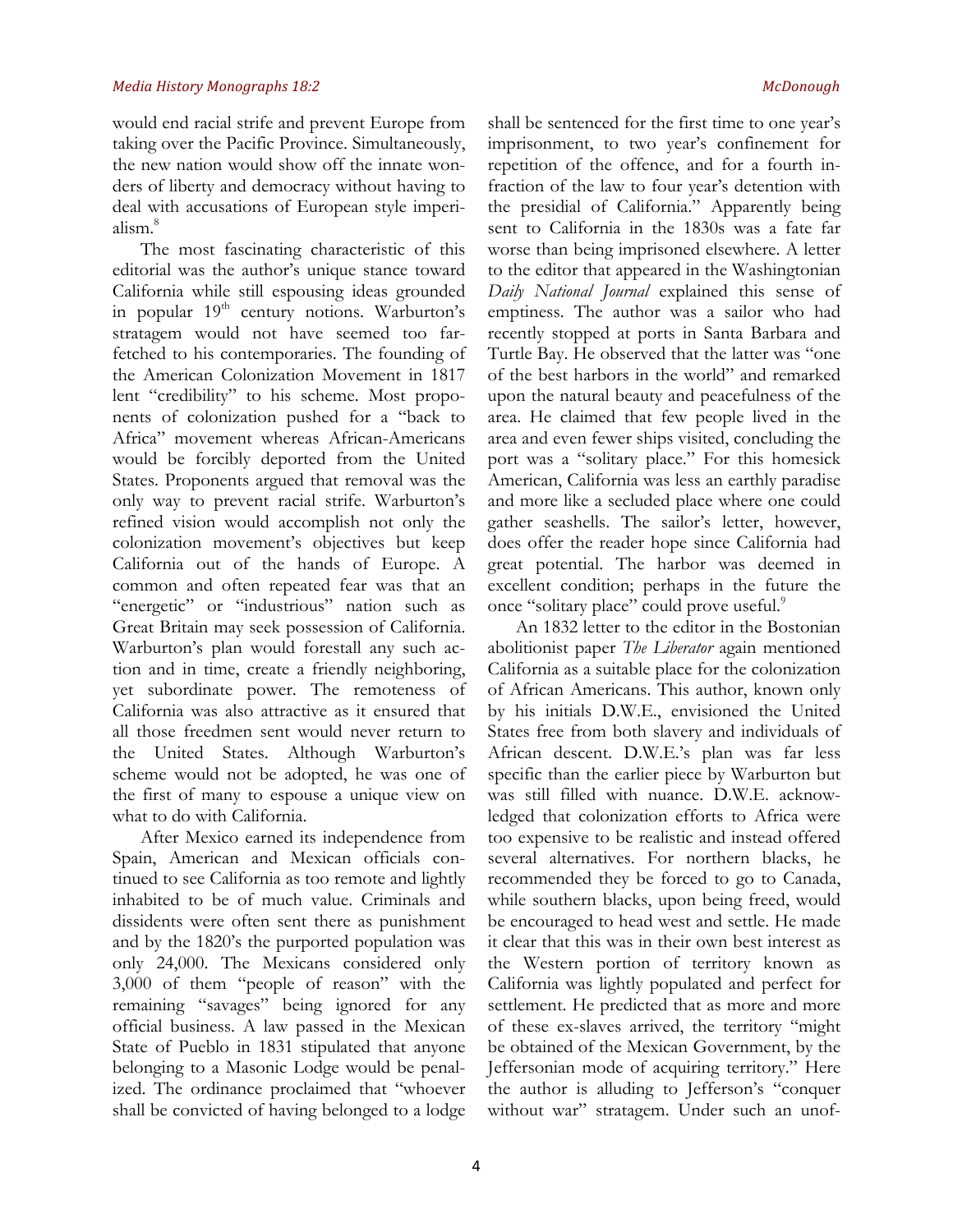would end racial strife and prevent Europe from taking over the Pacific Province. Simultaneously, the new nation would show off the innate wonders of liberty and democracy without having to deal with accusations of European style imperialism.[8]

The most fascinating characteristic of this editorial was the author's unique stance toward California while still espousing ideas grounded in popular 19th century notions. Warburton's stratagem would not have seemed too far-fetched to his contemporaries. The founding of the American Colonization Movement in 1817 lent "credibility" to his scheme. Most proponents of colonization pushed for a "back to Africa" movement whereas African-Americans would be forcibly deported from the United States. Proponents argued that removal was the only way to prevent racial strife. Warburton's refined vision would accomplish not only the colonization movement's objectives but keep California out of the hands of Europe. A common and often repeated fear was that an "energetic" or "industrious" nation such as Great Britain may seek possession of California. Warburton's plan would forestall any such action and in time, create a friendly neighboring, yet subordinate power. The remoteness of California was also attractive as it ensured that all those freedmen sent would never return to the United States. Although Warburton's scheme would not be adopted, he was one of the first of many to espouse a unique view on what to do with California.

After Mexico earned its independence from Spain, American and Mexican officials continued to see California as too remote and lightly inhabited to be of much value. Criminals and dissidents were often sent there as punishment and by the 1820's the purported population was only 24,000. The Mexicans considered only 3,000 of them "people of reason" with the remaining "savages" being ignored for any official business. A law passed in the Mexican State of Pueblo in 1831 stipulated that anyone belonging to a Masonic Lodge would be penalized. The ordinance proclaimed that "whoever shall be convicted of having belonged to a lodge shall be sentenced for the first time to one year's imprisonment, to two year's confinement for repetition of the offence, and for a fourth infraction of the law to four year's detention with the presidial of California." Apparently being sent to California in the 1830s was a fate far worse than being imprisoned elsewhere. A letter to the editor that appeared in the Washingtonian *Daily National Journal* explained this sense of emptiness. The author was a sailor who had recently stopped at ports in Santa Barbara and Turtle Bay. He observed that the latter was "one of the best harbors in the world" and remarked upon the natural beauty and peacefulness of the area. He claimed that few people lived in the area and even fewer ships visited, concluding the port was a "solitary place." For this homesick American, California was less an earthly paradise and more like a secluded place where one could gather seashells. The sailor's letter, however, does offer the reader hope since California had great potential. The harbor was deemed in excellent condition; perhaps in the future the once "solitary place" could prove useful.[9]

An 1832 letter to the editor in the Bostonian abolitionist paper *The Liberator* again mentioned California as a suitable place for the colonization of African Americans. This author, known only by his initials D.W.E., envisioned the United States free from both slavery and individuals of African descent. D.W.E.'s plan was far less specific than the earlier piece by Warburton but was still filled with nuance. D.W.E. acknowledged that colonization efforts to Africa were too expensive to be realistic and instead offered several alternatives. For northern blacks, he recommended they be forced to go to Canada, while southern blacks, upon being freed, would be encouraged to head west and settle. He made it clear that this was in their own best interest as the Western portion of territory known as California was lightly populated and perfect for settlement. He predicted that as more and more of these ex-slaves arrived, the territory "might be obtained of the Mexican Government, by the Jeffersonian mode of acquiring territory." Here the author is alluding to Jefferson's "conquer without war" stratagem. Under such an unof-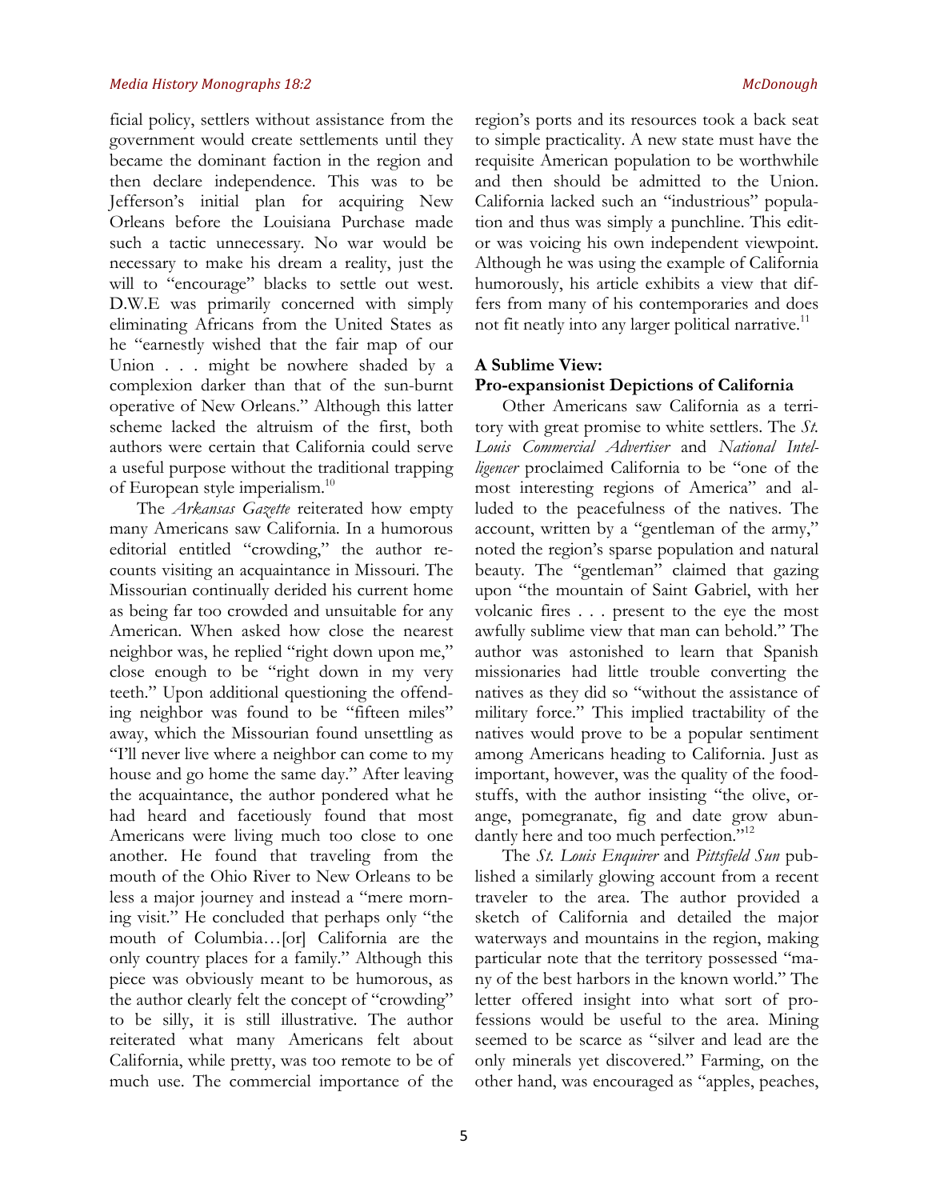ficial policy, settlers without assistance from the government would create settlements until they became the dominant faction in the region and then declare independence. This was to be Jefferson's initial plan for acquiring New Orleans before the Louisiana Purchase made such a tactic unnecessary. No war would be necessary to make his dream a reality, just the will to "encourage" blacks to settle out west. D.W.E was primarily concerned with simply eliminating Africans from the United States as he "earnestly wished that the fair map of our Union . . . might be nowhere shaded by a complexion darker than that of the sun-burnt operative of New Orleans." Although this latter scheme lacked the altruism of the first, both authors were certain that California could serve a useful purpose without the traditional trapping of European style imperialism.[10]

The *Arkansas Gazette* reiterated how empty many Americans saw California. In a humorous editorial entitled "crowding," the author recounts visiting an acquaintance in Missouri. The Missourian continually derided his current home as being far too crowded and unsuitable for any American. When asked how close the nearest neighbor was, he replied "right down upon me," close enough to be "right down in my very teeth." Upon additional questioning the offending neighbor was found to be "fifteen miles" away, which the Missourian found unsettling as "I'll never live where a neighbor can come to my house and go home the same day." After leaving the acquaintance, the author pondered what he had heard and facetiously found that most Americans were living much too close to one another. He found that traveling from the mouth of the Ohio River to New Orleans to be less a major journey and instead a "mere morning visit." He concluded that perhaps only "the mouth of Columbia…[or] California are the only country places for a family." Although this piece was obviously meant to be humorous, as the author clearly felt the concept of "crowding" to be silly, it is still illustrative. The author reiterated what many Americans felt about California, while pretty, was too remote to be of much use. The commercial importance of the region's ports and its resources took a back seat to simple practicality. A new state must have the requisite American population to be worthwhile and then should be admitted to the Union. California lacked such an "industrious" population and thus was simply a punchline. This editor was voicing his own independent viewpoint. Although he was using the example of California humorously, his article exhibits a view that differs from many of his contemporaries and does not fit neatly into any larger political narrative.[11]

## A Sublime View: Pro-expansionist Depictions of California

Other Americans saw California as a territory with great promise to white settlers. The *St. Louis Commercial Advertiser* and *National Intelligencer* proclaimed California to be "one of the most interesting regions of America" and alluded to the peacefulness of the natives. The account, written by a "gentleman of the army," noted the region's sparse population and natural beauty. The "gentleman" claimed that gazing upon "the mountain of Saint Gabriel, with her volcanic fires . . . present to the eye the most awfully sublime view that man can behold." The author was astonished to learn that Spanish missionaries had little trouble converting the natives as they did so "without the assistance of military force." This implied tractability of the natives would prove to be a popular sentiment among Americans heading to California. Just as important, however, was the quality of the foodstuffs, with the author insisting "the olive, orange, pomegranate, fig and date grow abundantly here and too much perfection."[12]

The *St. Louis Enquirer* and *Pittsfield Sun* published a similarly glowing account from a recent traveler to the area. The author provided a sketch of California and detailed the major waterways and mountains in the region, making particular note that the territory possessed "many of the best harbors in the known world." The letter offered insight into what sort of professions would be useful to the area. Mining seemed to be scarce as "silver and lead are the only minerals yet discovered." Farming, on the other hand, was encouraged as "apples, peaches,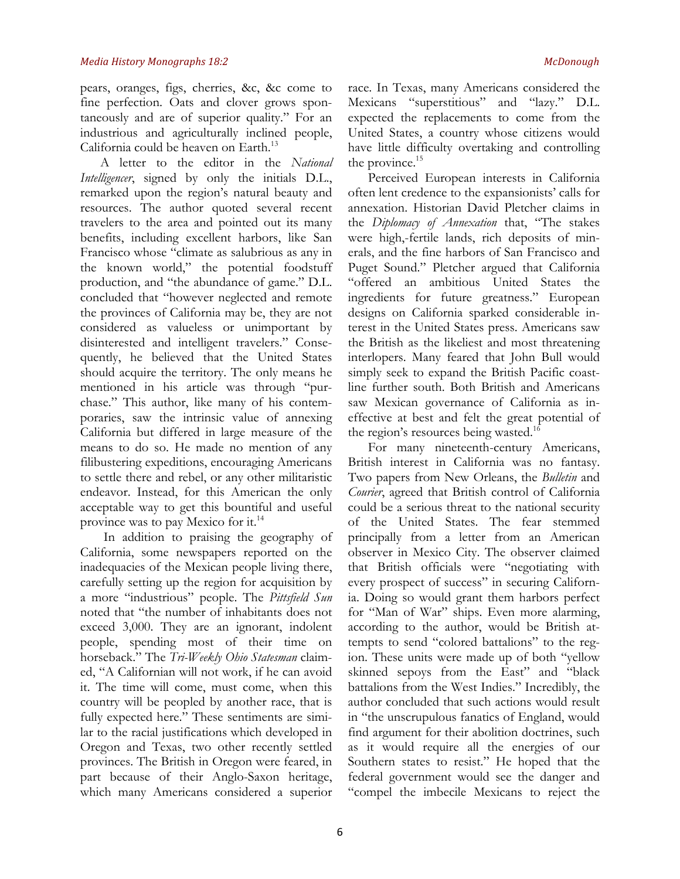pears, oranges, figs, cherries, &c, &c come to fine perfection. Oats and clover grows spontaneously and are of superior quality." For an industrious and agriculturally inclined people, California could be heaven on Earth.[13]

A letter to the editor in the *National Intelligencer*, signed by only the initials D.L., remarked upon the region's natural beauty and resources. The author quoted several recent travelers to the area and pointed out its many benefits, including excellent harbors, like San Francisco whose "climate as salubrious as any in the known world," the potential foodstuff production, and "the abundance of game." D.L. concluded that "however neglected and remote the provinces of California may be, they are not considered as valueless or unimportant by disinterested and intelligent travelers." Consequently, he believed that the United States should acquire the territory. The only means he mentioned in his article was through "purchase." This author, like many of his contemporaries, saw the intrinsic value of annexing California but differed in large measure of the means to do so. He made no mention of any filibustering expeditions, encouraging Americans to settle there and rebel, or any other militaristic endeavor. Instead, for this American the only acceptable way to get this bountiful and useful province was to pay Mexico for it.[14]

In addition to praising the geography of California, some newspapers reported on the inadequacies of the Mexican people living there, carefully setting up the region for acquisition by a more "industrious" people. The *Pittsfield Sun* noted that "the number of inhabitants does not exceed 3,000. They are an ignorant, indolent people, spending most of their time on horseback." The *Tri-Weekly Ohio Statesman* claimed, "A Californian will not work, if he can avoid it. The time will come, must come, when this country will be peopled by another race, that is fully expected here." These sentiments are similar to the racial justifications which developed in Oregon and Texas, two other recently settled provinces. The British in Oregon were feared, in part because of their Anglo-Saxon heritage, which many Americans considered a superior race. In Texas, many Americans considered the Mexicans "superstitious" and "lazy." D.L. expected the replacements to come from the United States, a country whose citizens would have little difficulty overtaking and controlling the province.[15]

Perceived European interests in California often lent credence to the expansionists' calls for annexation. Historian David Pletcher claims in the *Diplomacy of Annexation* that, "The stakes were high,-fertile lands, rich deposits of minerals, and the fine harbors of San Francisco and Puget Sound." Pletcher argued that California "offered an ambitious United States the ingredients for future greatness." European designs on California sparked considerable interest in the United States press. Americans saw the British as the likeliest and most threatening interlopers. Many feared that John Bull would simply seek to expand the British Pacific coastline further south. Both British and Americans saw Mexican governance of California as ineffective at best and felt the great potential of the region's resources being wasted.[16]

For many nineteenth-century Americans, British interest in California was no fantasy. Two papers from New Orleans, the *Bulletin* and *Courier*, agreed that British control of California could be a serious threat to the national security of the United States. The fear stemmed principally from a letter from an American observer in Mexico City. The observer claimed that British officials were "negotiating with every prospect of success" in securing California. Doing so would grant them harbors perfect for "Man of War" ships. Even more alarming, according to the author, would be British attempts to send "colored battalions" to the region. These units were made up of both "yellow skinned sepoys from the East" and "black battalions from the West Indies." Incredibly, the author concluded that such actions would result in "the unscrupulous fanatics of England, would find argument for their abolition doctrines, such as it would require all the energies of our Southern states to resist." He hoped that the federal government would see the danger and "compel the imbecile Mexicans to reject the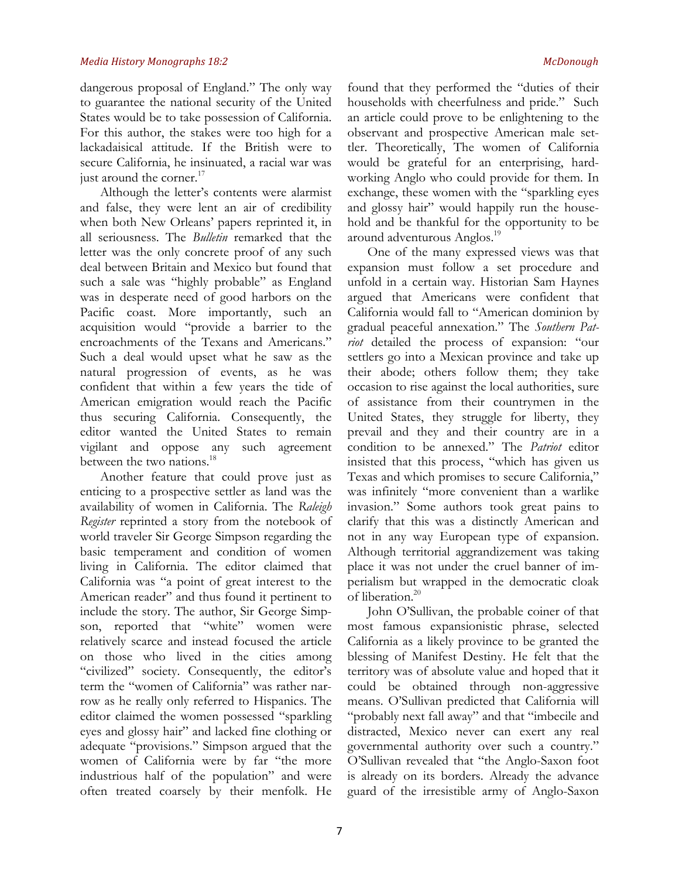dangerous proposal of England." The only way to guarantee the national security of the United States would be to take possession of California. For this author, the stakes were too high for a lackadaisical attitude. If the British were to secure California, he insinuated, a racial war was just around the corner.[17]

Although the letter's contents were alarmist and false, they were lent an air of credibility when both New Orleans' papers reprinted it, in all seriousness. The *Bulletin* remarked that the letter was the only concrete proof of any such deal between Britain and Mexico but found that such a sale was "highly probable" as England was in desperate need of good harbors on the Pacific coast. More importantly, such an acquisition would "provide a barrier to the encroachments of the Texans and Americans." Such a deal would upset what he saw as the natural progression of events, as he was confident that within a few years the tide of American emigration would reach the Pacific thus securing California. Consequently, the editor wanted the United States to remain vigilant and oppose any such agreement between the two nations.[18]

Another feature that could prove just as enticing to a prospective settler as land was the availability of women in California. The *Raleigh Register* reprinted a story from the notebook of world traveler Sir George Simpson regarding the basic temperament and condition of women living in California. The editor claimed that California was "a point of great interest to the American reader" and thus found it pertinent to include the story. The author, Sir George Simpson, reported that "white" women were relatively scarce and instead focused the article on those who lived in the cities among "civilized" society. Consequently, the editor's term the "women of California" was rather narrow as he really only referred to Hispanics. The editor claimed the women possessed "sparkling eyes and glossy hair" and lacked fine clothing or adequate "provisions." Simpson argued that the women of California were by far "the more industrious half of the population" and were often treated coarsely by their menfolk. He found that they performed the "duties of their households with cheerfulness and pride." Such an article could prove to be enlightening to the observant and prospective American male settler. Theoretically, The women of California would be grateful for an enterprising, hardworking Anglo who could provide for them. In exchange, these women with the "sparkling eyes and glossy hair" would happily run the household and be thankful for the opportunity to be around adventurous Anglos.[19]

One of the many expressed views was that expansion must follow a set procedure and unfold in a certain way. Historian Sam Haynes argued that Americans were confident that California would fall to "American dominion by gradual peaceful annexation." The *Southern Patriot* detailed the process of expansion: "our settlers go into a Mexican province and take up their abode; others follow them; they take occasion to rise against the local authorities, sure of assistance from their countrymen in the United States, they struggle for liberty, they prevail and they and their country are in a condition to be annexed." The *Patriot* editor insisted that this process, "which has given us Texas and which promises to secure California," was infinitely "more convenient than a warlike invasion." Some authors took great pains to clarify that this was a distinctly American and not in any way European type of expansion. Although territorial aggrandizement was taking place it was not under the cruel banner of imperialism but wrapped in the democratic cloak of liberation.[20]

John O'Sullivan, the probable coiner of that most famous expansionistic phrase, selected California as a likely province to be granted the blessing of Manifest Destiny. He felt that the territory was of absolute value and hoped that it could be obtained through non-aggressive means. O'Sullivan predicted that California will "probably next fall away" and that "imbecile and distracted, Mexico never can exert any real governmental authority over such a country." O'Sullivan revealed that "the Anglo-Saxon foot is already on its borders. Already the advance guard of the irresistible army of Anglo-Saxon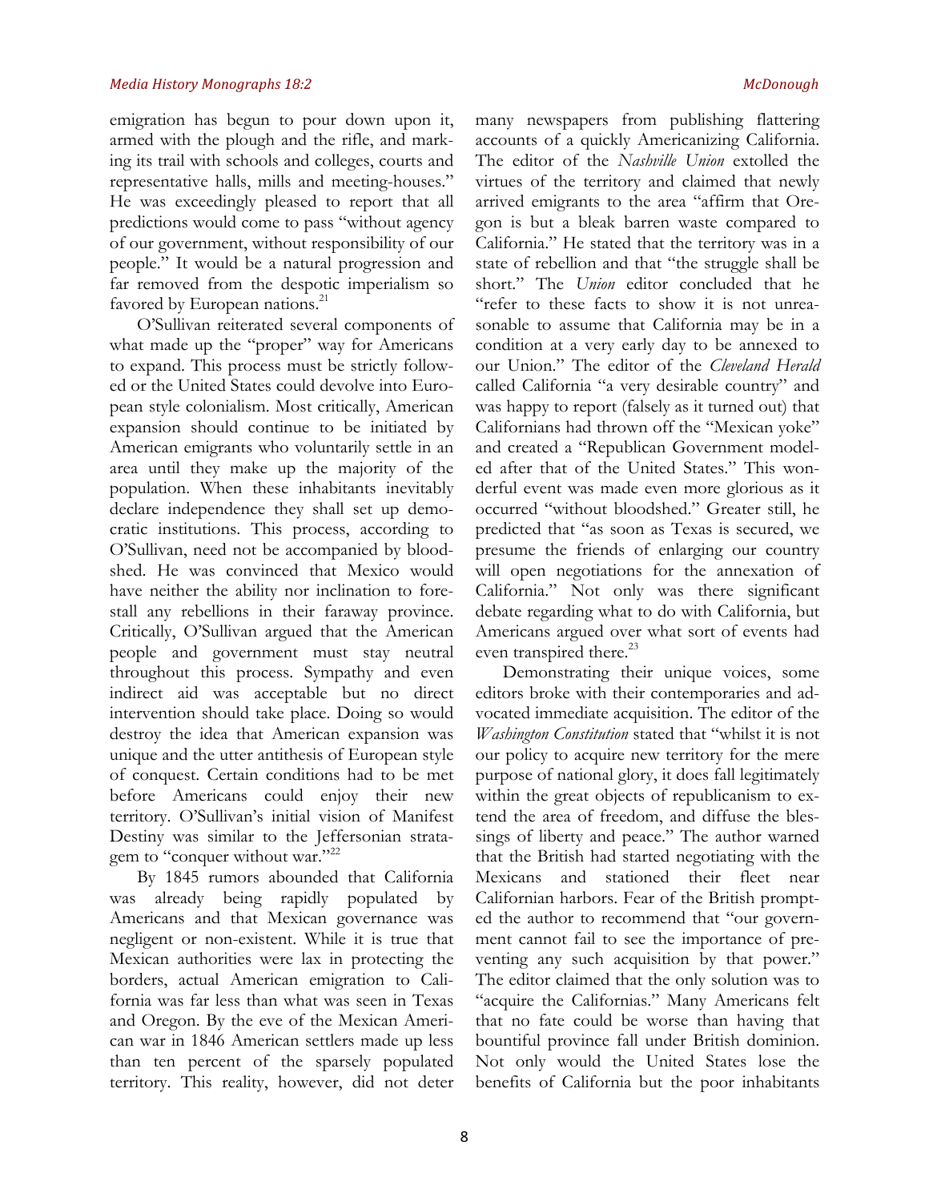emigration has begun to pour down upon it, armed with the plough and the rifle, and marking its trail with schools and colleges, courts and representative halls, mills and meeting-houses." He was exceedingly pleased to report that all predictions would come to pass "without agency of our government, without responsibility of our people." It would be a natural progression and far removed from the despotic imperialism so favored by European nations.[21]

O'Sullivan reiterated several components of what made up the "proper" way for Americans to expand. This process must be strictly followed or the United States could devolve into European style colonialism. Most critically, American expansion should continue to be initiated by American emigrants who voluntarily settle in an area until they make up the majority of the population. When these inhabitants inevitably declare independence they shall set up democratic institutions. This process, according to O'Sullivan, need not be accompanied by bloodshed. He was convinced that Mexico would have neither the ability nor inclination to forestall any rebellions in their faraway province. Critically, O'Sullivan argued that the American people and government must stay neutral throughout this process. Sympathy and even indirect aid was acceptable but no direct intervention should take place. Doing so would destroy the idea that American expansion was unique and the utter antithesis of European style of conquest. Certain conditions had to be met before Americans could enjoy their new territory. O'Sullivan's initial vision of Manifest Destiny was similar to the Jeffersonian stratagem to "conquer without war."[22]

By 1845 rumors abounded that California was already being rapidly populated by Americans and that Mexican governance was negligent or non-existent. While it is true that Mexican authorities were lax in protecting the borders, actual American emigration to California was far less than what was seen in Texas and Oregon. By the eve of the Mexican American war in 1846 American settlers made up less than ten percent of the sparsely populated territory. This reality, however, did not deter many newspapers from publishing flattering accounts of a quickly Americanizing California. The editor of the *Nashville Union* extolled the virtues of the territory and claimed that newly arrived emigrants to the area "affirm that Oregon is but a bleak barren waste compared to California." He stated that the territory was in a state of rebellion and that "the struggle shall be short." The *Union* editor concluded that he "refer to these facts to show it is not unreasonable to assume that California may be in a condition at a very early day to be annexed to our Union." The editor of the *Cleveland Herald* called California "a very desirable country" and was happy to report (falsely as it turned out) that Californians had thrown off the "Mexican yoke" and created a "Republican Government modeled after that of the United States." This wonderful event was made even more glorious as it occurred "without bloodshed." Greater still, he predicted that "as soon as Texas is secured, we presume the friends of enlarging our country will open negotiations for the annexation of California." Not only was there significant debate regarding what to do with California, but Americans argued over what sort of events had even transpired there.[23]

Demonstrating their unique voices, some editors broke with their contemporaries and advocated immediate acquisition. The editor of the *Washington Constitution* stated that "whilst it is not our policy to acquire new territory for the mere purpose of national glory, it does fall legitimately within the great objects of republicanism to extend the area of freedom, and diffuse the blessings of liberty and peace." The author warned that the British had started negotiating with the Mexicans and stationed their fleet near Californian harbors. Fear of the British prompted the author to recommend that "our government cannot fail to see the importance of preventing any such acquisition by that power." The editor claimed that the only solution was to "acquire the Californias." Many Americans felt that no fate could be worse than having that bountiful province fall under British dominion. Not only would the United States lose the benefits of California but the poor inhabitants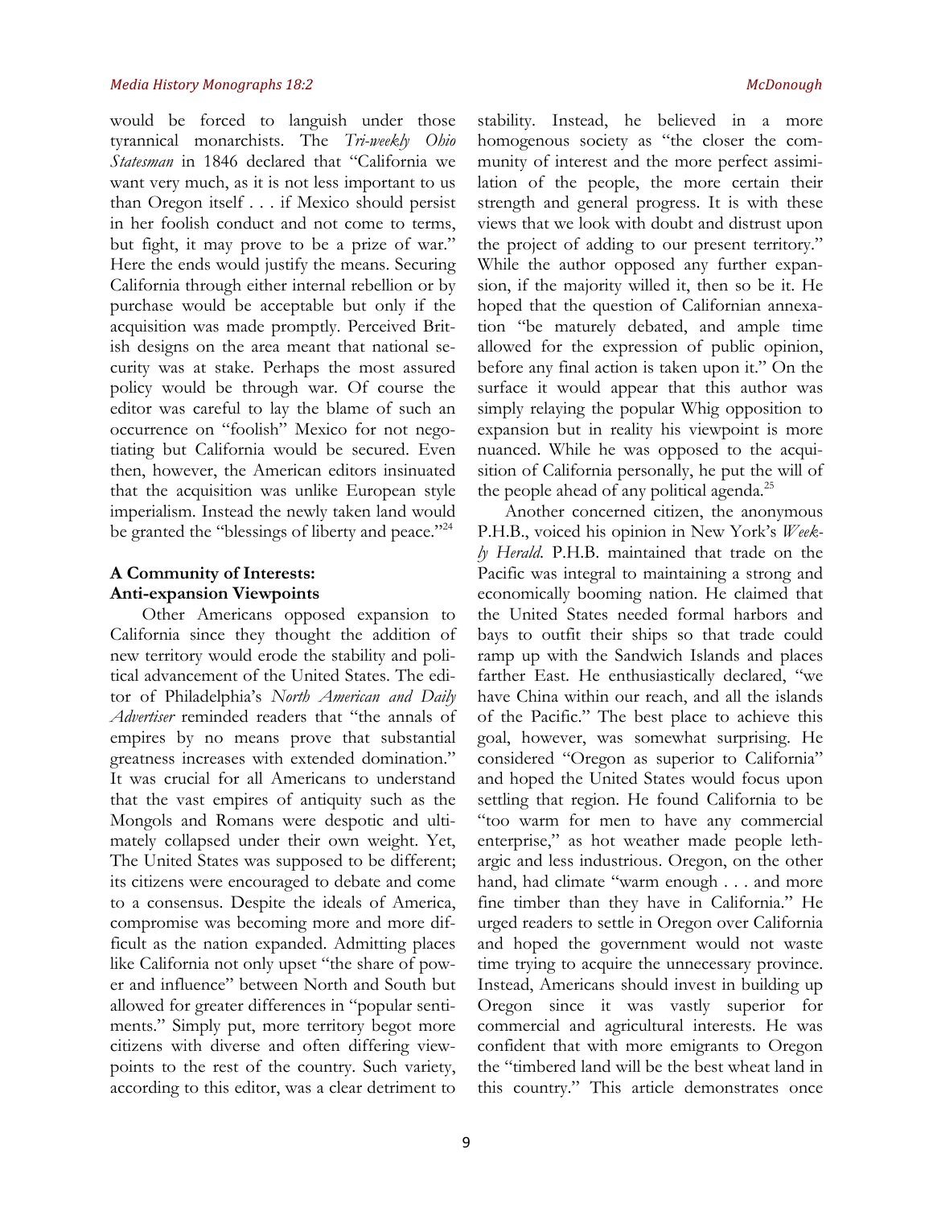would be forced to languish under those tyrannical monarchists. The *Tri-weekly Ohio Statesman* in 1846 declared that "California we want very much, as it is not less important to us than Oregon itself . . . if Mexico should persist in her foolish conduct and not come to terms, but fight, it may prove to be a prize of war." Here the ends would justify the means. Securing California through either internal rebellion or by purchase would be acceptable but only if the acquisition was made promptly. Perceived British designs on the area meant that national security was at stake. Perhaps the most assured policy would be through war. Of course the editor was careful to lay the blame of such an occurrence on "foolish" Mexico for not negotiating but California would be secured. Even then, however, the American editors insinuated that the acquisition was unlike European style imperialism. Instead the newly taken land would be granted the "blessings of liberty and peace."[24]

### A Community of Interests: Anti-expansion Viewpoints

Other Americans opposed expansion to California since they thought the addition of new territory would erode the stability and political advancement of the United States. The editor of Philadelphia's *North American and Daily Advertiser* reminded readers that "the annals of empires by no means prove that substantial greatness increases with extended domination." It was crucial for all Americans to understand that the vast empires of antiquity such as the Mongols and Romans were despotic and ultimately collapsed under their own weight. Yet, The United States was supposed to be different; its citizens were encouraged to debate and come to a consensus. Despite the ideals of America, compromise was becoming more and more difficult as the nation expanded. Admitting places like California not only upset "the share of power and influence" between North and South but allowed for greater differences in "popular sentiments." Simply put, more territory begot more citizens with diverse and often differing viewpoints to the rest of the country. Such variety, according to this editor, was a clear detriment to stability. Instead, he believed in a more homogenous society as "the closer the community of interest and the more perfect assimilation of the people, the more certain their strength and general progress. It is with these views that we look with doubt and distrust upon the project of adding to our present territory." While the author opposed any further expansion, if the majority willed it, then so be it. He hoped that the question of Californian annexation "be maturely debated, and ample time allowed for the expression of public opinion, before any final action is taken upon it." On the surface it would appear that this author was simply relaying the popular Whig opposition to expansion but in reality his viewpoint is more nuanced. While he was opposed to the acquisition of California personally, he put the will of the people ahead of any political agenda.[25]

Another concerned citizen, the anonymous P.H.B., voiced his opinion in New York's *Weekly Herald*. P.H.B. maintained that trade on the Pacific was integral to maintaining a strong and economically booming nation. He claimed that the United States needed formal harbors and bays to outfit their ships so that trade could ramp up with the Sandwich Islands and places farther East. He enthusiastically declared, "we have China within our reach, and all the islands of the Pacific." The best place to achieve this goal, however, was somewhat surprising. He considered "Oregon as superior to California" and hoped the United States would focus upon settling that region. He found California to be "too warm for men to have any commercial enterprise," as hot weather made people lethargic and less industrious. Oregon, on the other hand, had climate "warm enough . . . and more fine timber than they have in California." He urged readers to settle in Oregon over California and hoped the government would not waste time trying to acquire the unnecessary province. Instead, Americans should invest in building up Oregon since it was vastly superior for commercial and agricultural interests. He was confident that with more emigrants to Oregon the "timbered land will be the best wheat land in this country." This article demonstrates once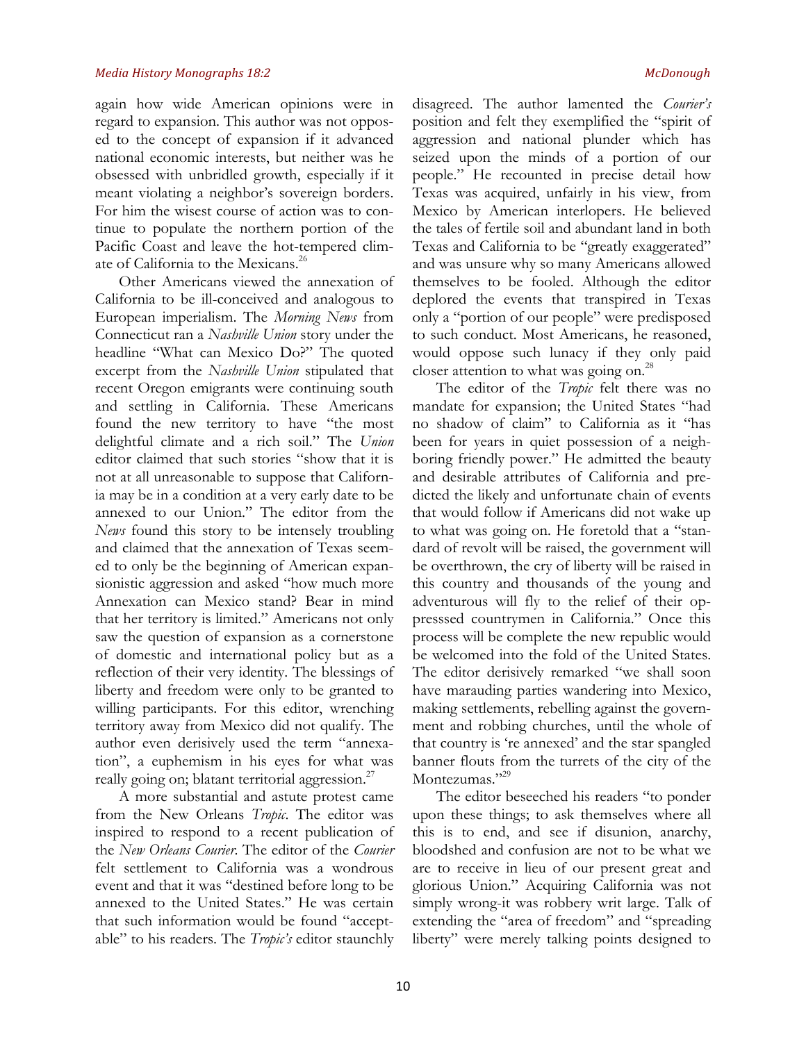again how wide American opinions were in regard to expansion. This author was not opposed to the concept of expansion if it advanced national economic interests, but neither was he obsessed with unbridled growth, especially if it meant violating a neighbor's sovereign borders. For him the wisest course of action was to continue to populate the northern portion of the Pacific Coast and leave the hot-tempered climate of California to the Mexicans.[26]

Other Americans viewed the annexation of California to be ill-conceived and analogous to European imperialism. The *Morning News* from Connecticut ran a *Nashville Union* story under the headline "What can Mexico Do?" The quoted excerpt from the *Nashville Union* stipulated that recent Oregon emigrants were continuing south and settling in California. These Americans found the new territory to have "the most delightful climate and a rich soil." The *Union* editor claimed that such stories "show that it is not at all unreasonable to suppose that California may be in a condition at a very early date to be annexed to our Union." The editor from the *News* found this story to be intensely troubling and claimed that the annexation of Texas seemed to only be the beginning of American expansionistic aggression and asked "how much more Annexation can Mexico stand? Bear in mind that her territory is limited." Americans not only saw the question of expansion as a cornerstone of domestic and international policy but as a reflection of their very identity. The blessings of liberty and freedom were only to be granted to willing participants. For this editor, wrenching territory away from Mexico did not qualify. The author even derisively used the term "annexation", a euphemism in his eyes for what was really going on; blatant territorial aggression.[27]

A more substantial and astute protest came from the New Orleans *Tropic*. The editor was inspired to respond to a recent publication of the *New Orleans Courier*. The editor of the *Courier* felt settlement to California was a wondrous event and that it was "destined before long to be annexed to the United States." He was certain that such information would be found "acceptable" to his readers. The *Tropic's* editor staunchly disagreed. The author lamented the *Courier's* position and felt they exemplified the "spirit of aggression and national plunder which has seized upon the minds of a portion of our people." He recounted in precise detail how Texas was acquired, unfairly in his view, from Mexico by American interlopers. He believed the tales of fertile soil and abundant land in both Texas and California to be "greatly exaggerated" and was unsure why so many Americans allowed themselves to be fooled. Although the editor deplored the events that transpired in Texas only a "portion of our people" were predisposed to such conduct. Most Americans, he reasoned, would oppose such lunacy if they only paid closer attention to what was going on.[28]

The editor of the *Tropic* felt there was no mandate for expansion; the United States "had no shadow of claim" to California as it "has been for years in quiet possession of a neighboring friendly power." He admitted the beauty and desirable attributes of California and predicted the likely and unfortunate chain of events that would follow if Americans did not wake up to what was going on. He foretold that a "standard of revolt will be raised, the government will be overthrown, the cry of liberty will be raised in this country and thousands of the young and adventurous will fly to the relief of their oppresssed countrymen in California." Once this process will be complete the new republic would be welcomed into the fold of the United States. The editor derisively remarked "we shall soon have marauding parties wandering into Mexico, making settlements, rebelling against the government and robbing churches, until the whole of that country is 're annexed' and the star spangled banner flouts from the turrets of the city of the Montezumas."[29]

The editor beseeched his readers "to ponder upon these things; to ask themselves where all this is to end, and see if disunion, anarchy, bloodshed and confusion are not to be what we are to receive in lieu of our present great and glorious Union." Acquiring California was not simply wrong-it was robbery writ large. Talk of extending the "area of freedom" and "spreading liberty" were merely talking points designed to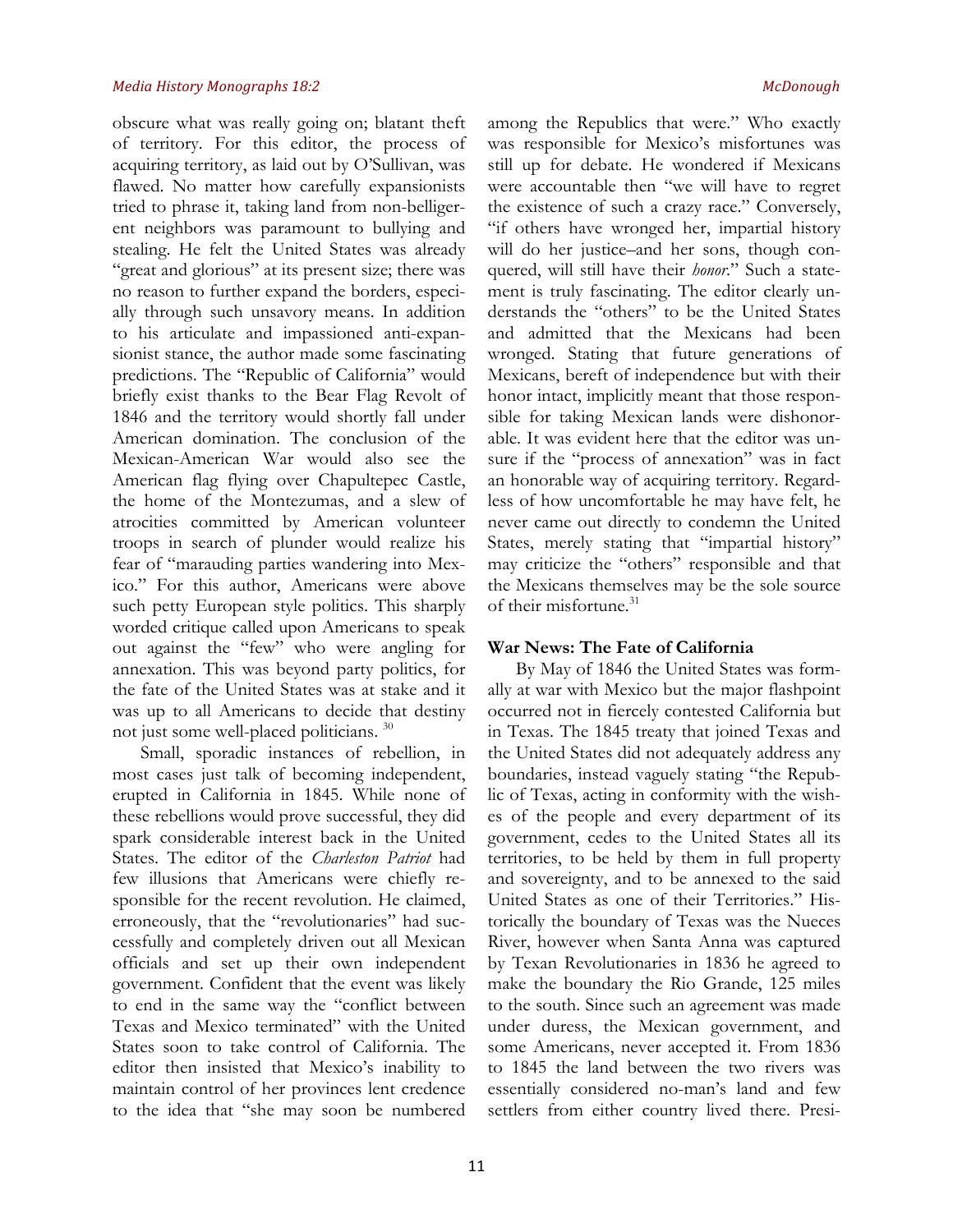obscure what was really going on; blatant theft of territory. For this editor, the process of acquiring territory, as laid out by O'Sullivan, was flawed. No matter how carefully expansionists tried to phrase it, taking land from non-belligerent neighbors was paramount to bullying and stealing. He felt the United States was already "great and glorious" at its present size; there was no reason to further expand the borders, especially through such unsavory means. In addition to his articulate and impassioned anti-expansionist stance, the author made some fascinating predictions. The "Republic of California" would briefly exist thanks to the Bear Flag Revolt of 1846 and the territory would shortly fall under American domination. The conclusion of the Mexican-American War would also see the American flag flying over Chapultepec Castle, the home of the Montezumas, and a slew of atrocities committed by American volunteer troops in search of plunder would realize his fear of "marauding parties wandering into Mexico." For this author, Americans were above such petty European style politics. This sharply worded critique called upon Americans to speak out against the "few" who were angling for annexation. This was beyond party politics, for the fate of the United States was at stake and it was up to all Americans to decide that destiny not just some well-placed politicians. [30]

Small, sporadic instances of rebellion, in most cases just talk of becoming independent, erupted in California in 1845. While none of these rebellions would prove successful, they did spark considerable interest back in the United States. The editor of the *Charleston Patriot* had few illusions that Americans were chiefly responsible for the recent revolution. He claimed, erroneously, that the "revolutionaries" had successfully and completely driven out all Mexican officials and set up their own independent government. Confident that the event was likely to end in the same way the "conflict between Texas and Mexico terminated" with the United States soon to take control of California. The editor then insisted that Mexico's inability to maintain control of her provinces lent credence to the idea that "she may soon be numbered among the Republics that were." Who exactly was responsible for Mexico's misfortunes was still up for debate. He wondered if Mexicans were accountable then "we will have to regret the existence of such a crazy race." Conversely, "if others have wronged her, impartial history will do her justice–and her sons, though conquered, will still have their *honor*." Such a statement is truly fascinating. The editor clearly understands the "others" to be the United States and admitted that the Mexicans had been wronged. Stating that future generations of Mexicans, bereft of independence but with their honor intact, implicitly meant that those responsible for taking Mexican lands were dishonorable. It was evident here that the editor was unsure if the "process of annexation" was in fact an honorable way of acquiring territory. Regardless of how uncomfortable he may have felt, he never came out directly to condemn the United States, merely stating that "impartial history" may criticize the "others" responsible and that the Mexicans themselves may be the sole source of their misfortune.[31]

### War News: The Fate of California

By May of 1846 the United States was formally at war with Mexico but the major flashpoint occurred not in fiercely contested California but in Texas. The 1845 treaty that joined Texas and the United States did not adequately address any boundaries, instead vaguely stating "the Republic of Texas, acting in conformity with the wishes of the people and every department of its government, cedes to the United States all its territories, to be held by them in full property and sovereignty, and to be annexed to the said United States as one of their Territories." Historically the boundary of Texas was the Nueces River, however when Santa Anna was captured by Texan Revolutionaries in 1836 he agreed to make the boundary the Rio Grande, 125 miles to the south. Since such an agreement was made under duress, the Mexican government, and some Americans, never accepted it. From 1836 to 1845 the land between the two rivers was essentially considered no-man's land and few settlers from either country lived there. Presi-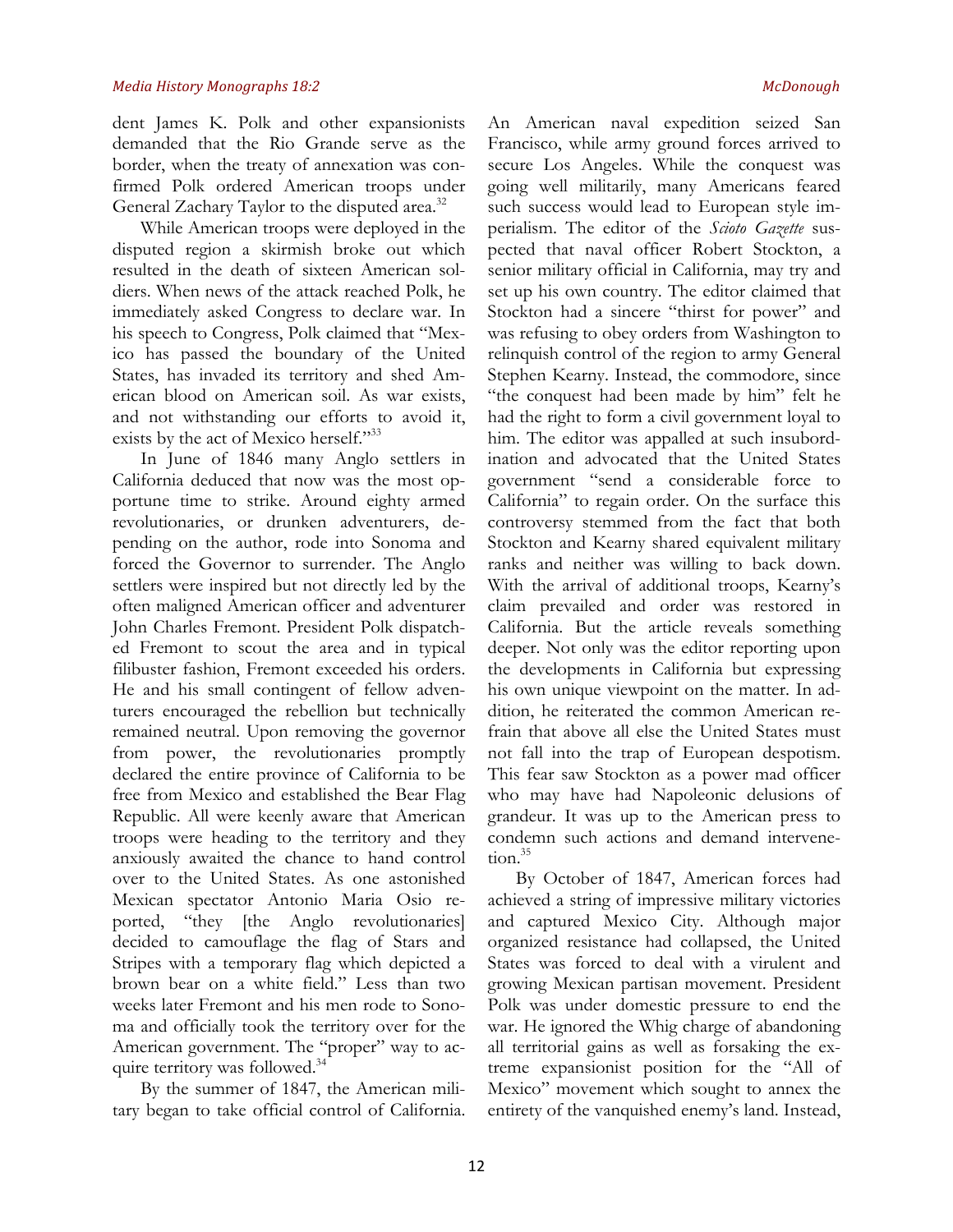dent James K. Polk and other expansionists demanded that the Rio Grande serve as the border, when the treaty of annexation was confirmed Polk ordered American troops under General Zachary Taylor to the disputed area.[32]

While American troops were deployed in the disputed region a skirmish broke out which resulted in the death of sixteen American soldiers. When news of the attack reached Polk, he immediately asked Congress to declare war. In his speech to Congress, Polk claimed that "Mexico has passed the boundary of the United States, has invaded its territory and shed American blood on American soil. As war exists, and not withstanding our efforts to avoid it, exists by the act of Mexico herself."[33]

In June of 1846 many Anglo settlers in California deduced that now was the most opportune time to strike. Around eighty armed revolutionaries, or drunken adventurers, depending on the author, rode into Sonoma and forced the Governor to surrender. The Anglo settlers were inspired but not directly led by the often maligned American officer and adventurer John Charles Fremont. President Polk dispatched Fremont to scout the area and in typical filibuster fashion, Fremont exceeded his orders. He and his small contingent of fellow adventurers encouraged the rebellion but technically remained neutral. Upon removing the governor from power, the revolutionaries promptly declared the entire province of California to be free from Mexico and established the Bear Flag Republic. All were keenly aware that American troops were heading to the territory and they anxiously awaited the chance to hand control over to the United States. As one astonished Mexican spectator Antonio Maria Osio reported, "they [the Anglo revolutionaries] decided to camouflage the flag of Stars and Stripes with a temporary flag which depicted a brown bear on a white field." Less than two weeks later Fremont and his men rode to Sonoma and officially took the territory over for the American government. The "proper" way to acquire territory was followed.[34]

By the summer of 1847, the American military began to take official control of California. An American naval expedition seized San Francisco, while army ground forces arrived to secure Los Angeles. While the conquest was going well militarily, many Americans feared such success would lead to European style imperialism. The editor of the *Scioto Gazette* suspected that naval officer Robert Stockton, a senior military official in California, may try and set up his own country. The editor claimed that Stockton had a sincere "thirst for power" and was refusing to obey orders from Washington to relinquish control of the region to army General Stephen Kearny. Instead, the commodore, since "the conquest had been made by him" felt he had the right to form a civil government loyal to him. The editor was appalled at such insubordination and advocated that the United States government "send a considerable force to California" to regain order. On the surface this controversy stemmed from the fact that both Stockton and Kearny shared equivalent military ranks and neither was willing to back down. With the arrival of additional troops, Kearny's claim prevailed and order was restored in California. But the article reveals something deeper. Not only was the editor reporting upon the developments in California but expressing his own unique viewpoint on the matter. In addition, he reiterated the common American refrain that above all else the United States must not fall into the trap of European despotism. This fear saw Stockton as a power mad officer who may have had Napoleonic delusions of grandeur. It was up to the American press to condemn such actions and demand intervenetion.[35]

By October of 1847, American forces had achieved a string of impressive military victories and captured Mexico City. Although major organized resistance had collapsed, the United States was forced to deal with a virulent and growing Mexican partisan movement. President Polk was under domestic pressure to end the war. He ignored the Whig charge of abandoning all territorial gains as well as forsaking the extreme expansionist position for the "All of Mexico" movement which sought to annex the entirety of the vanquished enemy's land. Instead,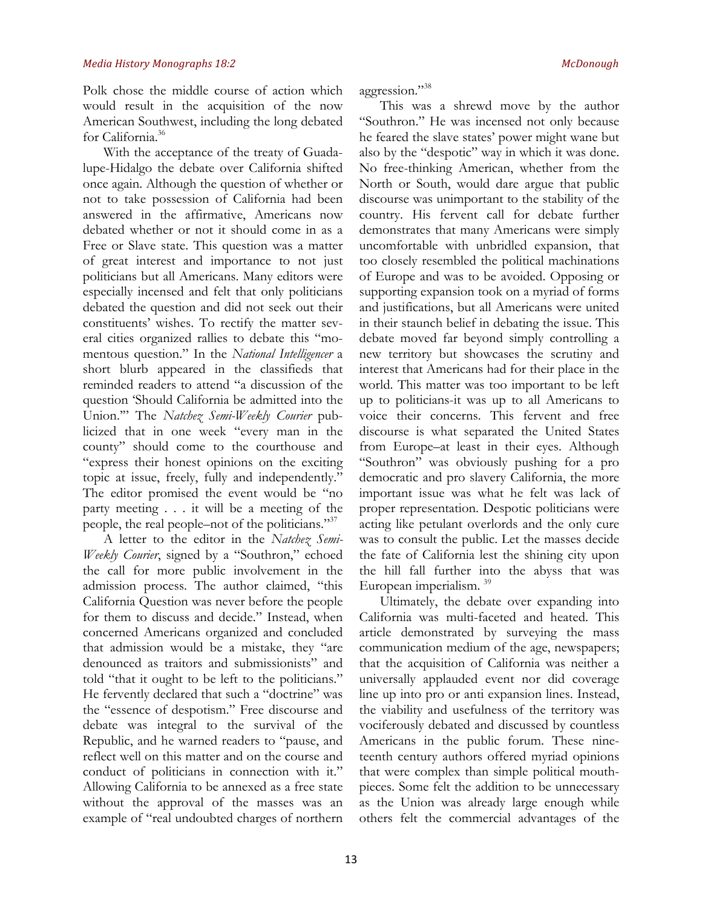Polk chose the middle course of action which would result in the acquisition of the now American Southwest, including the long debated for California.[36]

With the acceptance of the treaty of Guadalupe-Hidalgo the debate over California shifted once again. Although the question of whether or not to take possession of California had been answered in the affirmative, Americans now debated whether or not it should come in as a Free or Slave state. This question was a matter of great interest and importance to not just politicians but all Americans. Many editors were especially incensed and felt that only politicians debated the question and did not seek out their constituents' wishes. To rectify the matter several cities organized rallies to debate this "momentous question." In the *National Intelligencer* a short blurb appeared in the classifieds that reminded readers to attend "a discussion of the question 'Should California be admitted into the Union.'" The *Natchez Semi-Weekly Courier* publicized that in one week "every man in the county" should come to the courthouse and "express their honest opinions on the exciting topic at issue, freely, fully and independently." The editor promised the event would be "no party meeting . . . it will be a meeting of the people, the real people–not of the politicians."[37]

A letter to the editor in the *Natchez Semi-Weekly Courier*, signed by a "Southron," echoed the call for more public involvement in the admission process. The author claimed, "this California Question was never before the people for them to discuss and decide." Instead, when concerned Americans organized and concluded that admission would be a mistake, they "are denounced as traitors and submissionists" and told "that it ought to be left to the politicians." He fervently declared that such a "doctrine" was the "essence of despotism." Free discourse and debate was integral to the survival of the Republic, and he warned readers to "pause, and reflect well on this matter and on the course and conduct of politicians in connection with it." Allowing California to be annexed as a free state without the approval of the masses was an example of "real undoubted charges of northern aggression."[38]

This was a shrewd move by the author "Southron." He was incensed not only because he feared the slave states' power might wane but also by the "despotic" way in which it was done. No free-thinking American, whether from the North or South, would dare argue that public discourse was unimportant to the stability of the country. His fervent call for debate further demonstrates that many Americans were simply uncomfortable with unbridled expansion, that too closely resembled the political machinations of Europe and was to be avoided. Opposing or supporting expansion took on a myriad of forms and justifications, but all Americans were united in their staunch belief in debating the issue. This debate moved far beyond simply controlling a new territory but showcases the scrutiny and interest that Americans had for their place in the world. This matter was too important to be left up to politicians-it was up to all Americans to voice their concerns. This fervent and free discourse is what separated the United States from Europe–at least in their eyes. Although "Southron" was obviously pushing for a pro democratic and pro slavery California, the more important issue was what he felt was lack of proper representation. Despotic politicians were acting like petulant overlords and the only cure was to consult the public. Let the masses decide the fate of California lest the shining city upon the hill fall further into the abyss that was European imperialism. [39]

Ultimately, the debate over expanding into California was multi-faceted and heated. This article demonstrated by surveying the mass communication medium of the age, newspapers; that the acquisition of California was neither a universally applauded event nor did coverage line up into pro or anti expansion lines. Instead, the viability and usefulness of the territory was vociferously debated and discussed by countless Americans in the public forum. These nineteenth century authors offered myriad opinions that were complex than simple political mouthpieces. Some felt the addition to be unnecessary as the Union was already large enough while others felt the commercial advantages of the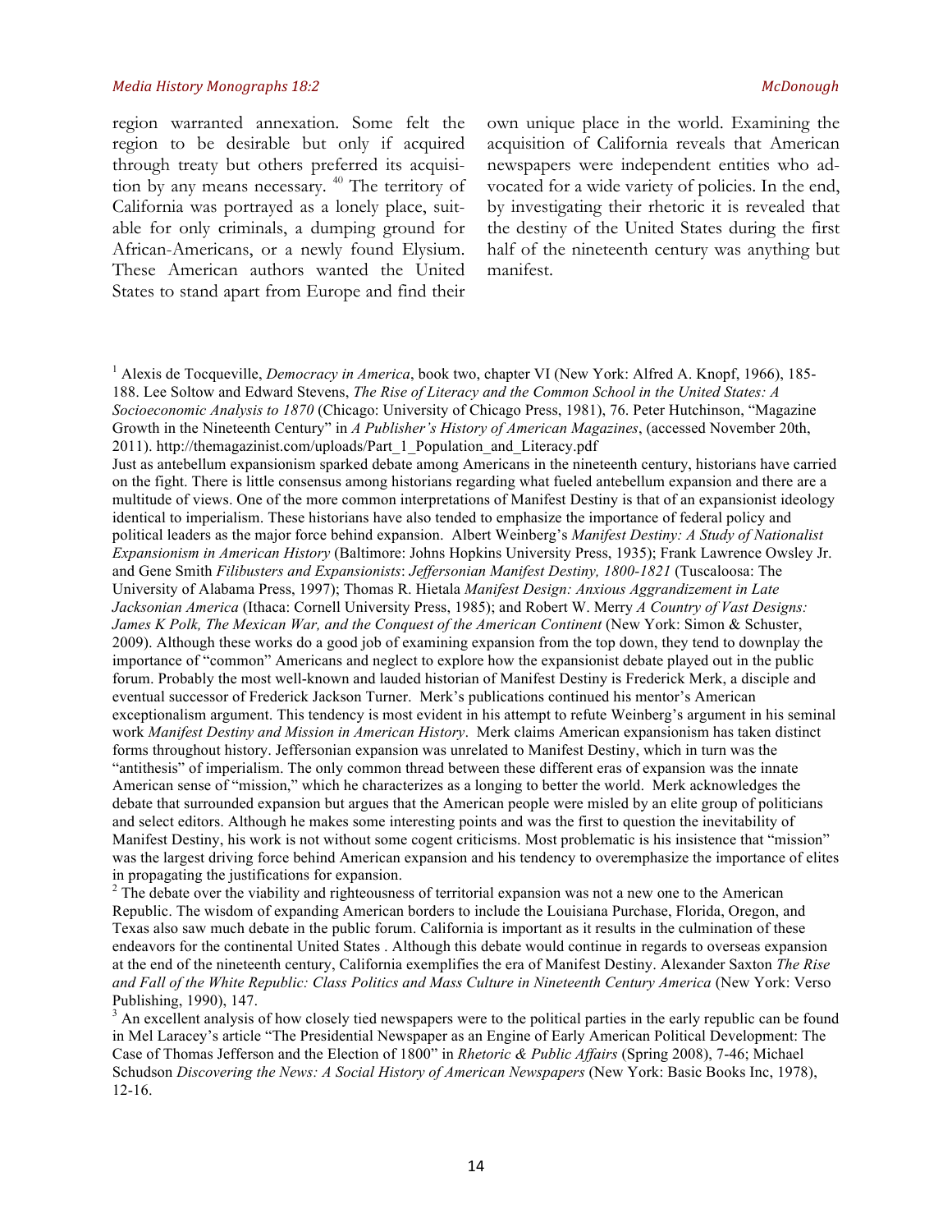region warranted annexation. Some felt the region to be desirable but only if acquired through treaty but others preferred its acquisition by any means necessary. [40] The territory of California was portrayed as a lonely place, suitable for only criminals, a dumping ground for African-Americans, or a newly found Elysium. These American authors wanted the United States to stand apart from Europe and find their own unique place in the world. Examining the acquisition of California reveals that American newspapers were independent entities who advocated for a wide variety of policies. In the end, by investigating their rhetoric it is revealed that the destiny of the United States during the first half of the nineteenth century was anything but manifest.

[1] Alexis de Tocqueville, *Democracy in America*, book two, chapter VI (New York: Alfred A. Knopf, 1966), 185-188. Lee Soltow and Edward Stevens, *The Rise of Literacy and the Common School in the United States: A Socioeconomic Analysis to 1870* (Chicago: University of Chicago Press, 1981), 76. Peter Hutchinson, "Magazine Growth in the Nineteenth Century" in *A Publisher's History of American Magazines*, (accessed November 20th, 2011). http://themagazinist.com/uploads/Part_1_Population_and_Literacy.pdf

Just as antebellum expansionism sparked debate among Americans in the nineteenth century, historians have carried on the fight. There is little consensus among historians regarding what fueled antebellum expansion and there are a multitude of views. One of the more common interpretations of Manifest Destiny is that of an expansionist ideology identical to imperialism. These historians have also tended to emphasize the importance of federal policy and political leaders as the major force behind expansion. Albert Weinberg's *Manifest Destiny: A Study of Nationalist Expansionism in American History* (Baltimore: Johns Hopkins University Press, 1935); Frank Lawrence Owsley Jr. and Gene Smith *Filibusters and Expansionists*: *Jeffersonian Manifest Destiny, 1800-1821* (Tuscaloosa: The University of Alabama Press, 1997); Thomas R. Hietala *Manifest Design: Anxious Aggrandizement in Late Jacksonian America* (Ithaca: Cornell University Press, 1985); and Robert W. Merry *A Country of Vast Designs: James K Polk, The Mexican War, and the Conquest of the American Continent* (New York: Simon & Schuster, 2009). Although these works do a good job of examining expansion from the top down, they tend to downplay the importance of "common" Americans and neglect to explore how the expansionist debate played out in the public forum. Probably the most well-known and lauded historian of Manifest Destiny is Frederick Merk, a disciple and eventual successor of Frederick Jackson Turner. Merk's publications continued his mentor's American exceptionalism argument. This tendency is most evident in his attempt to refute Weinberg's argument in his seminal work *Manifest Destiny and Mission in American History*. Merk claims American expansionism has taken distinct forms throughout history. Jeffersonian expansion was unrelated to Manifest Destiny, which in turn was the "antithesis" of imperialism. The only common thread between these different eras of expansion was the innate American sense of "mission," which he characterizes as a longing to better the world. Merk acknowledges the debate that surrounded expansion but argues that the American people were misled by an elite group of politicians and select editors. Although he makes some interesting points and was the first to question the inevitability of Manifest Destiny, his work is not without some cogent criticisms. Most problematic is his insistence that "mission" was the largest driving force behind American expansion and his tendency to overemphasize the importance of elites in propagating the justifications for expansion.

[2] The debate over the viability and righteousness of territorial expansion was not a new one to the American Republic. The wisdom of expanding American borders to include the Louisiana Purchase, Florida, Oregon, and Texas also saw much debate in the public forum. California is important as it results in the culmination of these endeavors for the continental United States . Although this debate would continue in regards to overseas expansion at the end of the nineteenth century, California exemplifies the era of Manifest Destiny. Alexander Saxton *The Rise and Fall of the White Republic: Class Politics and Mass Culture in Nineteenth Century America* (New York: Verso Publishing, 1990), 147.

[3] An excellent analysis of how closely tied newspapers were to the political parties in the early republic can be found in Mel Laracey's article "The Presidential Newspaper as an Engine of Early American Political Development: The Case of Thomas Jefferson and the Election of 1800" in *Rhetoric & Public Affairs* (Spring 2008), 7-46; Michael Schudson *Discovering the News: A Social History of American Newspapers* (New York: Basic Books Inc, 1978), 12-16.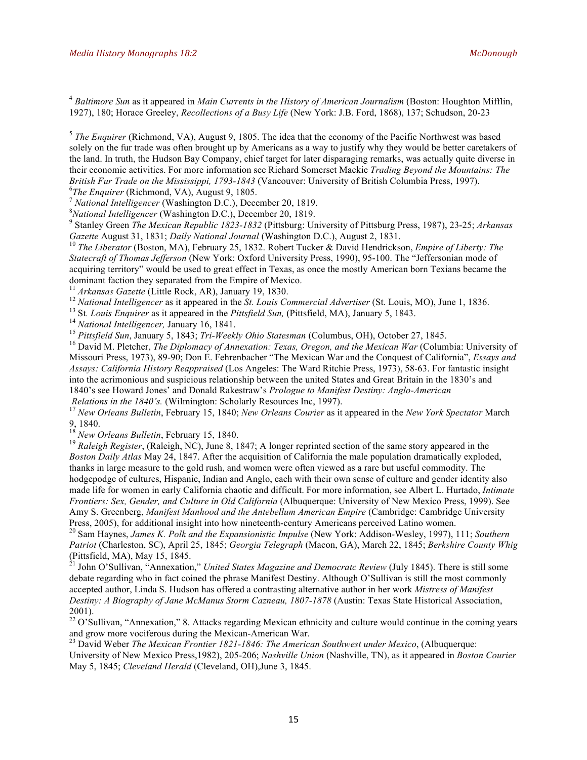[4] *Baltimore Sun* as it appeared in *Main Currents in the History of American Journalism* (Boston: Houghton Mifflin, 1927), 180; Horace Greeley, *Recollections of a Busy Life* (New York: J.B. Ford, 1868), 137; Schudson, 20-23

[5] *The Enquirer* (Richmond, VA), August 9, 1805. The idea that the economy of the Pacific Northwest was based solely on the fur trade was often brought up by Americans as a way to justify why they would be better caretakers of the land. In truth, the Hudson Bay Company, chief target for later disparaging remarks, was actually quite diverse in their economic activities. For more information see Richard Somerset Mackie *Trading Beyond the Mountains: The British Fur Trade on the Mississippi, 1793-1843* (Vancouver: University of British Columbia Press, 1997).

[6] *The Enquirer* (Richmond, VA), August 9, 1805.

[7] *National Intelligencer* (Washington D.C.), December 20, 1819.

[8] *National Intelligencer* (Washington D.C.), December 20, 1819.

[9] Stanley Green *The Mexican Republic 1823-1832* (Pittsburg: University of Pittsburg Press, 1987), 23-25; *Arkansas Gazette* August 31, 1831; *Daily National Journal* (Washington D.C.), August 2, 1831.

[10] *The Liberator* (Boston, MA), February 25, 1832. Robert Tucker & David Hendrickson, *Empire of Liberty: The Statecraft of Thomas Jefferson* (New York: Oxford University Press, 1990), 95-100. The "Jeffersonian mode of acquiring territory" would be used to great effect in Texas, as once the mostly American born Texians became the dominant faction they separated from the Empire of Mexico.

[11] *Arkansas Gazette* (Little Rock, AR), January 19, 1830.

[12] *National Intelligencer* as it appeared in the *St. Louis Commercial Advertiser* (St. Louis, MO), June 1, 1836.

[13] St*. Louis Enquirer* as it appeared in the *Pittsfield Sun,* (Pittsfield, MA), January 5, 1843.

[14] *National Intelligencer,* January 16, 1841.

[15] *Pittsfield Sun*, January 5, 1843; *Tri-Weekly Ohio Statesman* (Columbus, OH), October 27, 1845.

[16] David M. Pletcher, *The Diplomacy of Annexation: Texas, Oregon, and the Mexican War* (Columbia: University of Missouri Press, 1973), 89-90; Don E. Fehrenbacher "The Mexican War and the Conquest of California", *Essays and Assays: California History Reappraised* (Los Angeles: The Ward Ritchie Press, 1973), 58-63. For fantastic insight into the acrimonious and suspicious relationship between the united States and Great Britain in the 1830's and 1840's see Howard Jones' and Donald Rakestraw's *Prologue to Manifest Destiny: Anglo-American Relations in the 1840's.* (Wilmington: Scholarly Resources Inc, 1997).

[17] *New Orleans Bulletin*, February 15, 1840; *New Orleans Courier* as it appeared in the *New York Spectator* March 9, 1840.

[18] *New Orleans Bulletin*, February 15, 1840.

[19] *Raleigh Register*, (Raleigh, NC), June 8, 1847; A longer reprinted section of the same story appeared in the *Boston Daily Atlas* May 24, 1847. After the acquisition of California the male population dramatically exploded, thanks in large measure to the gold rush, and women were often viewed as a rare but useful commodity. The hodgepodge of cultures, Hispanic, Indian and Anglo, each with their own sense of culture and gender identity also made life for women in early California chaotic and difficult. For more information, see Albert L. Hurtado, *Intimate Frontiers: Sex, Gender, and Culture in Old California* (Albuquerque: University of New Mexico Press, 1999). See Amy S. Greenberg, *Manifest Manhood and the Antebellum American Empire* (Cambridge: Cambridge University Press, 2005), for additional insight into how nineteenth-century Americans perceived Latino women.

[20] Sam Haynes, *James K. Polk and the Expansionistic Impulse* (New York: Addison-Wesley, 1997), 111; *Southern Patriot* (Charleston, SC), April 25, 1845; *Georgia Telegraph* (Macon, GA), March 22, 1845; *Berkshire County Whig* (Pittsfield, MA), May 15, 1845.

[21] John O'Sullivan, "Annexation," *United States Magazine and Democratc Review* (July 1845). There is still some debate regarding who in fact coined the phrase Manifest Destiny. Although O'Sullivan is still the most commonly accepted author, Linda S. Hudson has offered a contrasting alternative author in her work *Mistress of Manifest Destiny: A Biography of Jane McManus Storm Cazneau, 1807-1878* (Austin: Texas State Historical Association, 2001).

[22] O'Sullivan, "Annexation," 8. Attacks regarding Mexican ethnicity and culture would continue in the coming years and grow more vociferous during the Mexican-American War.

[23] David Weber *The Mexican Frontier 1821-1846: The American Southwest under Mexico*, (Albuquerque: University of New Mexico Press,1982), 205-206; *Nashville Union* (Nashville, TN), as it appeared in *Boston Courier* May 5, 1845; *Cleveland Herald* (Cleveland, OH),June 3, 1845.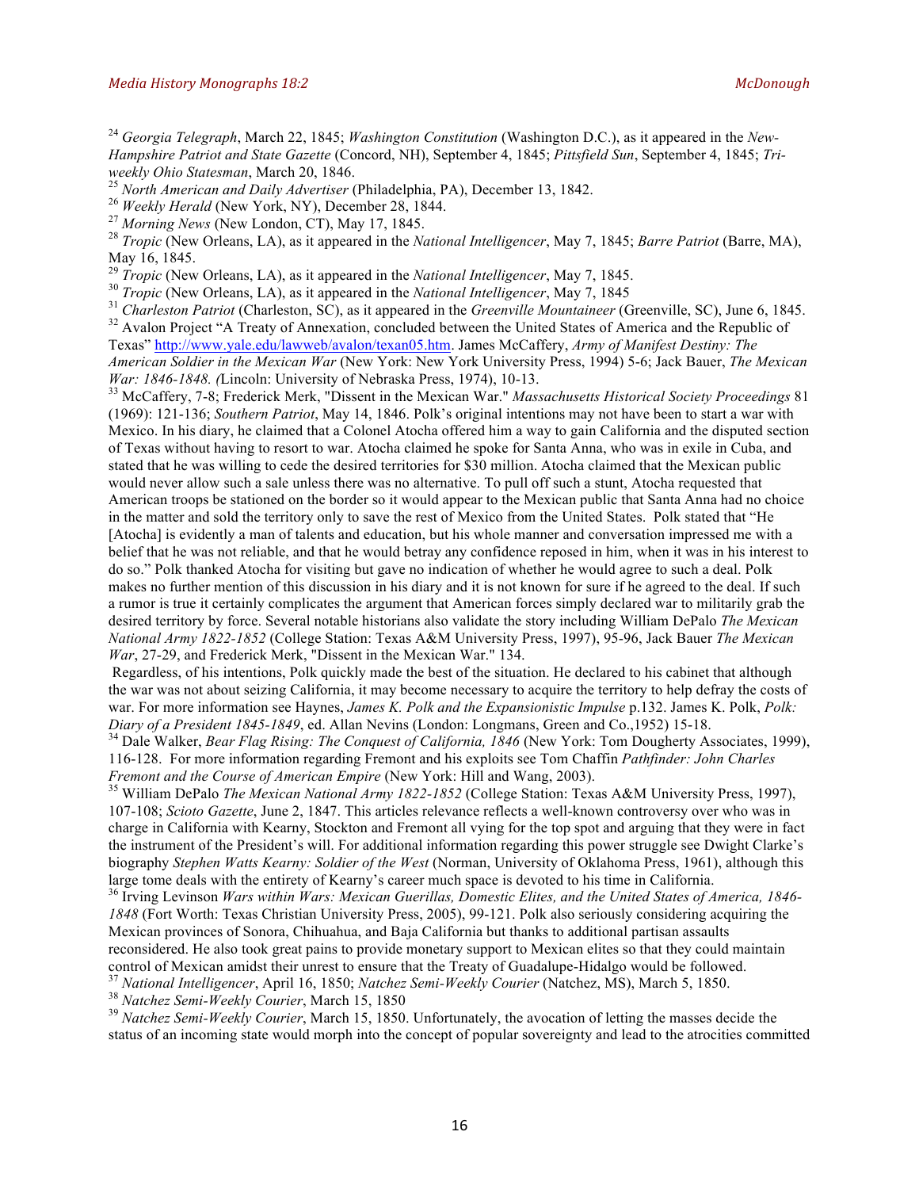[24] *Georgia Telegraph*, March 22, 1845; *Washington Constitution* (Washington D.C.), as it appeared in the *New-Hampshire Patriot and State Gazette* (Concord, NH), September 4, 1845; *Pittsfield Sun*, September 4, 1845; *Tri-weekly Ohio Statesman*, March 20, 1846.

[25] *North American and Daily Advertiser* (Philadelphia, PA), December 13, 1842.

[26] *Weekly Herald* (New York, NY), December 28, 1844.

[27] *Morning News* (New London, CT), May 17, 1845.

[28] *Tropic* (New Orleans, LA), as it appeared in the *National Intelligencer*, May 7, 1845; *Barre Patriot* (Barre, MA), May 16, 1845.

[29] *Tropic* (New Orleans, LA), as it appeared in the *National Intelligencer*, May 7, 1845.

[30] *Tropic* (New Orleans, LA), as it appeared in the *National Intelligencer*, May 7, 1845

[31] *Charleston Patriot* (Charleston, SC), as it appeared in the *Greenville Mountaineer* (Greenville, SC), June 6, 1845.

[32] Avalon Project "A Treaty of Annexation, concluded between the United States of America and the Republic of Texas" http://www.yale.edu/lawweb/avalon/texan05.htm. James McCaffery, *Army of Manifest Destiny: The American Soldier in the Mexican War* (New York: New York University Press, 1994) 5-6; Jack Bauer, *The Mexican War: 1846-1848. (*Lincoln: University of Nebraska Press, 1974), 10-13.

[33] McCaffery, 7-8; Frederick Merk, "Dissent in the Mexican War." *Massachusetts Historical Society Proceedings* 81 (1969): 121-136; *Southern Patriot*, May 14, 1846. Polk's original intentions may not have been to start a war with Mexico. In his diary, he claimed that a Colonel Atocha offered him a way to gain California and the disputed section of Texas without having to resort to war. Atocha claimed he spoke for Santa Anna, who was in exile in Cuba, and stated that he was willing to cede the desired territories for $30 million. Atocha claimed that the Mexican public would never allow such a sale unless there was no alternative. To pull off such a stunt, Atocha requested that American troops be stationed on the border so it would appear to the Mexican public that Santa Anna had no choice in the matter and sold the territory only to save the rest of Mexico from the United States. Polk stated that "He [Atocha] is evidently a man of talents and education, but his whole manner and conversation impressed me with a belief that he was not reliable, and that he would betray any confidence reposed in him, when it was in his interest to do so." Polk thanked Atocha for visiting but gave no indication of whether he would agree to such a deal. Polk makes no further mention of this discussion in his diary and it is not known for sure if he agreed to the deal. If such a rumor is true it certainly complicates the argument that American forces simply declared war to militarily grab the desired territory by force. Several notable historians also validate the story including William DePalo *The Mexican National Army 1822-1852* (College Station: Texas A&M University Press, 1997), 95-96, Jack Bauer *The Mexican War*, 27-29, and Frederick Merk, "Dissent in the Mexican War." 134.

Regardless, of his intentions, Polk quickly made the best of the situation. He declared to his cabinet that although the war was not about seizing California, it may become necessary to acquire the territory to help defray the costs of war. For more information see Haynes, *James K. Polk and the Expansionistic Impulse* p.132. James K. Polk, *Polk: Diary of a President 1845-1849*, ed. Allan Nevins (London: Longmans, Green and Co.,1952) 15-18.

[34] Dale Walker, *Bear Flag Rising: The Conquest of California, 1846* (New York: Tom Dougherty Associates, 1999), 116-128. For more information regarding Fremont and his exploits see Tom Chaffin *Pathfinder: John Charles Fremont and the Course of American Empire* (New York: Hill and Wang, 2003).

[35] William DePalo *The Mexican National Army 1822-1852* (College Station: Texas A&M University Press, 1997), 107-108; *Scioto Gazette*, June 2, 1847. This articles relevance reflects a well-known controversy over who was in charge in California with Kearny, Stockton and Fremont all vying for the top spot and arguing that they were in fact the instrument of the President's will. For additional information regarding this power struggle see Dwight Clarke's biography *Stephen Watts Kearny: Soldier of the West* (Norman, University of Oklahoma Press, 1961), although this large tome deals with the entirety of Kearny's career much space is devoted to his time in California.

[36] Irving Levinson *Wars within Wars: Mexican Guerillas, Domestic Elites, and the United States of America, 1846-1848* (Fort Worth: Texas Christian University Press, 2005), 99-121. Polk also seriously considering acquiring the Mexican provinces of Sonora, Chihuahua, and Baja California but thanks to additional partisan assaults reconsidered. He also took great pains to provide monetary support to Mexican elites so that they could maintain control of Mexican amidst their unrest to ensure that the Treaty of Guadalupe-Hidalgo would be followed.

[37] *National Intelligencer*, April 16, 1850; *Natchez Semi-Weekly Courier* (Natchez, MS), March 5, 1850.

[38] *Natchez Semi-Weekly Courier*, March 15, 1850

[39] *Natchez Semi-Weekly Courier*, March 15, 1850. Unfortunately, the avocation of letting the masses decide the status of an incoming state would morph into the concept of popular sovereignty and lead to the atrocities committed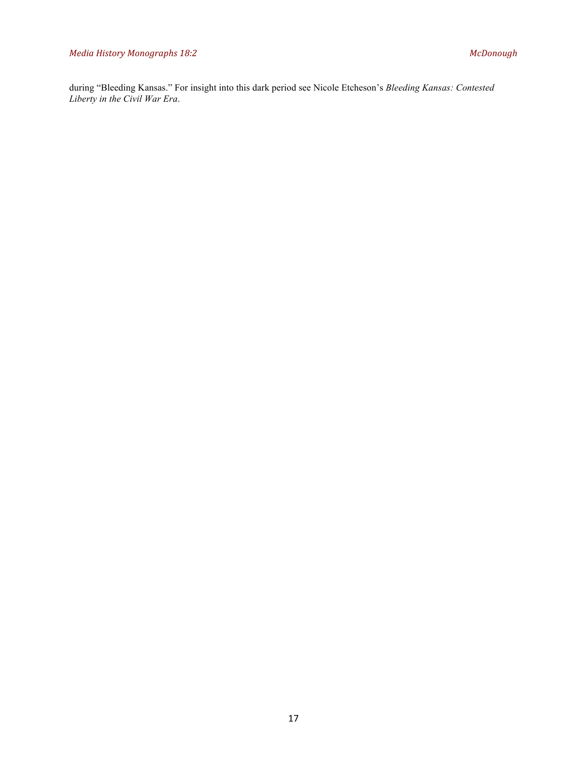during “Bleeding Kansas.” For insight into this dark period see Nicole Etcheson’s *Bleeding Kansas: Contested Liberty in the Civil War Era*.